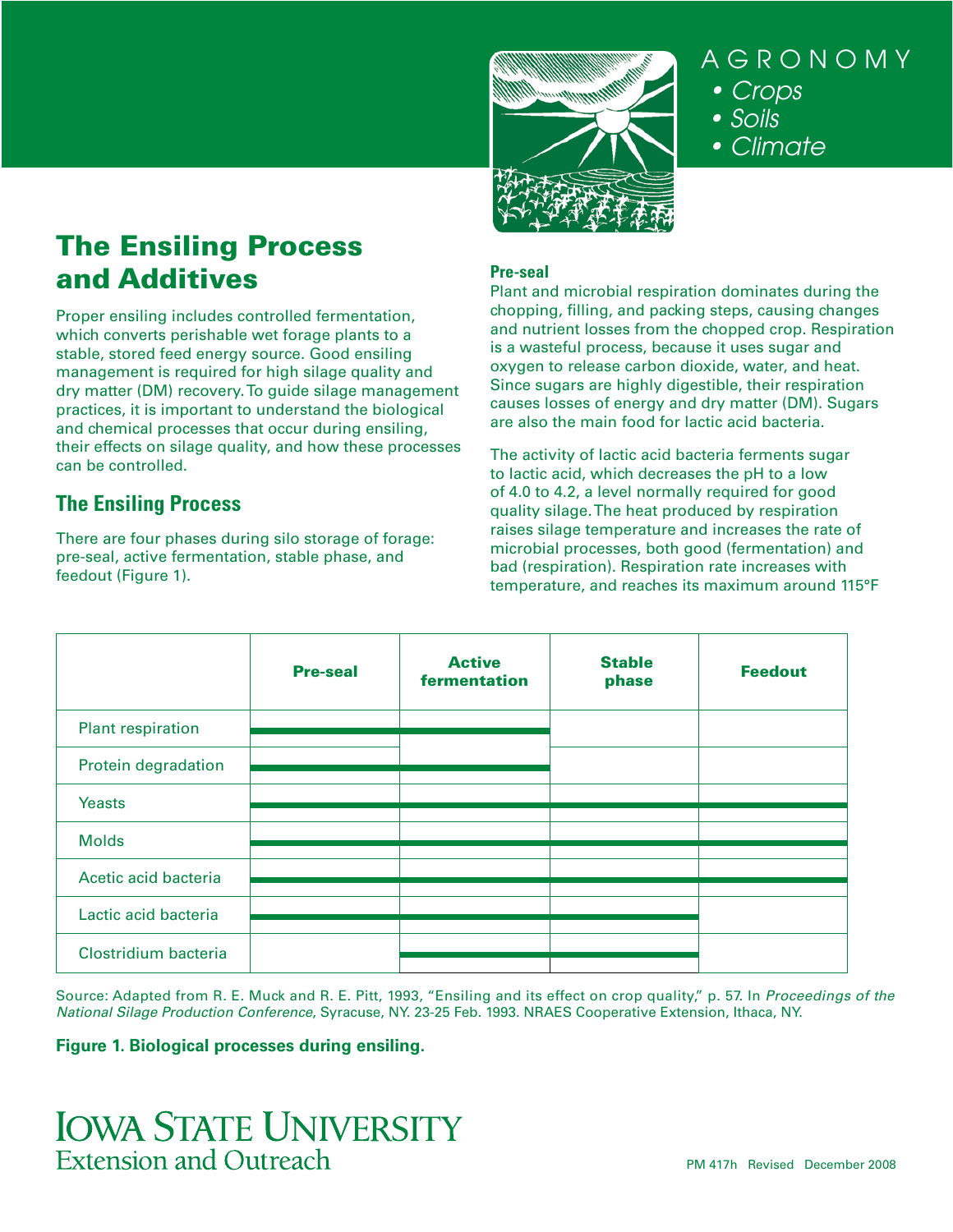AGRONOMY
- Crops
- Soils
- Climate

# The Ensiling Process and Additives

Proper ensiling includes controlled fermentation, which converts perishable wet forage plants to a stable, stored feed energy source. Good ensiling management is required for high silage quality and dry matter (DM) recovery. To guide silage management practices, it is important to understand the biological and chemical processes that occur during ensiling, their effects on silage quality, and how these processes can be controlled.

## The Ensiling Process

There are four phases during silo storage of forage: pre-seal, active fermentation, stable phase, and feedout (Figure 1).

### Pre-seal

Plant and microbial respiration dominates during the chopping, filling, and packing steps, causing changes and nutrient losses from the chopped crop. Respiration is a wasteful process, because it uses sugar and oxygen to release carbon dioxide, water, and heat. Since sugars are highly digestible, their respiration causes losses of energy and dry matter (DM). Sugars are also the main food for lactic acid bacteria.

The activity of lactic acid bacteria ferments sugar to lactic acid, which decreases the pH to a low of 4.0 to 4.2, a level normally required for good quality silage. The heat produced by respiration raises silage temperature and increases the rate of microbial processes, both good (fermentation) and bad (respiration). Respiration rate increases with temperature, and reaches its maximum around 115°F

| | Pre-seal | Active fermentation | Stable phase | Feedout |
|---|---|---|---|---|
| Plant respiration | ━━━ | ━━━ | | |
| Protein degradation | ━━━ | ━━━ | | |
| Yeasts | ━━━ | ━━━ | ━━━ | ━━━ |
| Molds | ━━━ | ━━━ | ━━━ | ━━━ |
| Acetic acid bacteria | ━━━ | ━━━ | ━━━ | ━━━ |
| Lactic acid bacteria | ━━━ | ━━━ | ━━━ | |
| Clostridium bacteria | | ━━━ | ━━━ | |

Source: Adapted from R. E. Muck and R. E. Pitt, 1993, "Ensiling and its effect on crop quality," p. 57. In *Proceedings of the National Silage Production Conference*, Syracuse, NY. 23-25 Feb. 1993. NRAES Cooperative Extension, Ithaca, NY.

**Figure 1. Biological processes during ensiling.**

IOWA STATE UNIVERSITY
Extension and Outreach

PM 417h Revised December 2008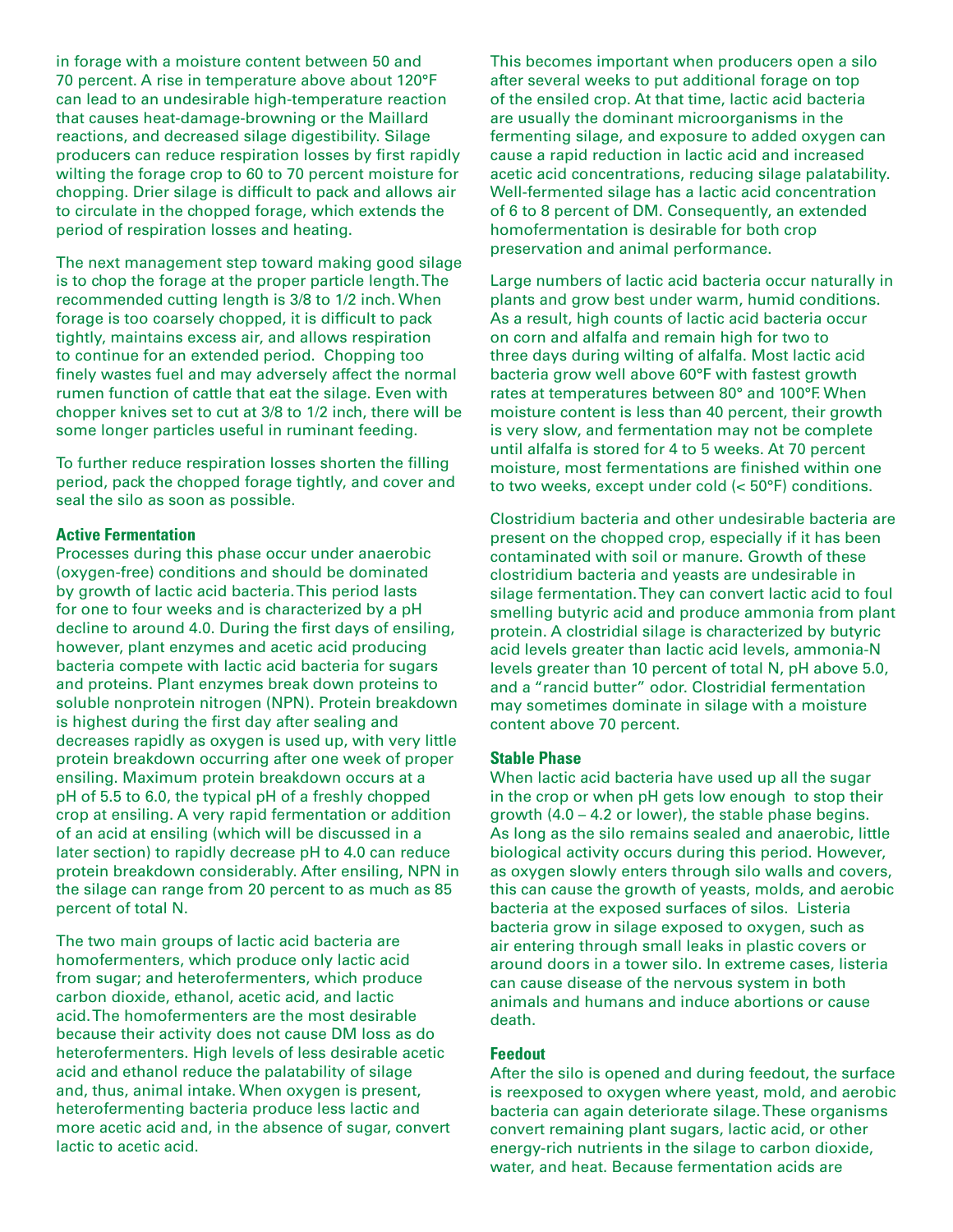in forage with a moisture content between 50 and 70 percent. A rise in temperature above about 120°F can lead to an undesirable high-temperature reaction that causes heat-damage-browning or the Maillard reactions, and decreased silage digestibility. Silage producers can reduce respiration losses by first rapidly wilting the forage crop to 60 to 70 percent moisture for chopping. Drier silage is difficult to pack and allows air to circulate in the chopped forage, which extends the period of respiration losses and heating.

The next management step toward making good silage is to chop the forage at the proper particle length. The recommended cutting length is 3/8 to 1/2 inch. When forage is too coarsely chopped, it is difficult to pack tightly, maintains excess air, and allows respiration to continue for an extended period. Chopping too finely wastes fuel and may adversely affect the normal rumen function of cattle that eat the silage. Even with chopper knives set to cut at 3/8 to 1/2 inch, there will be some longer particles useful in ruminant feeding.

To further reduce respiration losses shorten the filling period, pack the chopped forage tightly, and cover and seal the silo as soon as possible.

### Active Fermentation

Processes during this phase occur under anaerobic (oxygen-free) conditions and should be dominated by growth of lactic acid bacteria. This period lasts for one to four weeks and is characterized by a pH decline to around 4.0. During the first days of ensiling, however, plant enzymes and acetic acid producing bacteria compete with lactic acid bacteria for sugars and proteins. Plant enzymes break down proteins to soluble nonprotein nitrogen (NPN). Protein breakdown is highest during the first day after sealing and decreases rapidly as oxygen is used up, with very little protein breakdown occurring after one week of proper ensiling. Maximum protein breakdown occurs at a pH of 5.5 to 6.0, the typical pH of a freshly chopped crop at ensiling. A very rapid fermentation or addition of an acid at ensiling (which will be discussed in a later section) to rapidly decrease pH to 4.0 can reduce protein breakdown considerably. After ensiling, NPN in the silage can range from 20 percent to as much as 85 percent of total N.

The two main groups of lactic acid bacteria are homofermenters, which produce only lactic acid from sugar; and heterofermenters, which produce carbon dioxide, ethanol, acetic acid, and lactic acid. The homofermenters are the most desirable because their activity does not cause DM loss as do heterofermenters. High levels of less desirable acetic acid and ethanol reduce the palatability of silage and, thus, animal intake. When oxygen is present, heterofermenting bacteria produce less lactic and more acetic acid and, in the absence of sugar, convert lactic to acetic acid.

This becomes important when producers open a silo after several weeks to put additional forage on top of the ensiled crop. At that time, lactic acid bacteria are usually the dominant microorganisms in the fermenting silage, and exposure to added oxygen can cause a rapid reduction in lactic acid and increased acetic acid concentrations, reducing silage palatability. Well-fermented silage has a lactic acid concentration of 6 to 8 percent of DM. Consequently, an extended homofermentation is desirable for both crop preservation and animal performance.

Large numbers of lactic acid bacteria occur naturally in plants and grow best under warm, humid conditions. As a result, high counts of lactic acid bacteria occur on corn and alfalfa and remain high for two to three days during wilting of alfalfa. Most lactic acid bacteria grow well above 60°F with fastest growth rates at temperatures between 80° and 100°F. When moisture content is less than 40 percent, their growth is very slow, and fermentation may not be complete until alfalfa is stored for 4 to 5 weeks. At 70 percent moisture, most fermentations are finished within one to two weeks, except under cold (< 50°F) conditions.

Clostridium bacteria and other undesirable bacteria are present on the chopped crop, especially if it has been contaminated with soil or manure. Growth of these clostridium bacteria and yeasts are undesirable in silage fermentation. They can convert lactic acid to foul smelling butyric acid and produce ammonia from plant protein. A clostridial silage is characterized by butyric acid levels greater than lactic acid levels, ammonia-N levels greater than 10 percent of total N, pH above 5.0, and a "rancid butter" odor. Clostridial fermentation may sometimes dominate in silage with a moisture content above 70 percent.

### Stable Phase

When lactic acid bacteria have used up all the sugar in the crop or when pH gets low enough to stop their growth (4.0 – 4.2 or lower), the stable phase begins. As long as the silo remains sealed and anaerobic, little biological activity occurs during this period. However, as oxygen slowly enters through silo walls and covers, this can cause the growth of yeasts, molds, and aerobic bacteria at the exposed surfaces of silos. Listeria bacteria grow in silage exposed to oxygen, such as air entering through small leaks in plastic covers or around doors in a tower silo. In extreme cases, listeria can cause disease of the nervous system in both animals and humans and induce abortions or cause death.

### Feedout

After the silo is opened and during feedout, the surface is reexposed to oxygen where yeast, mold, and aerobic bacteria can again deteriorate silage. These organisms convert remaining plant sugars, lactic acid, or other energy-rich nutrients in the silage to carbon dioxide, water, and heat. Because fermentation acids are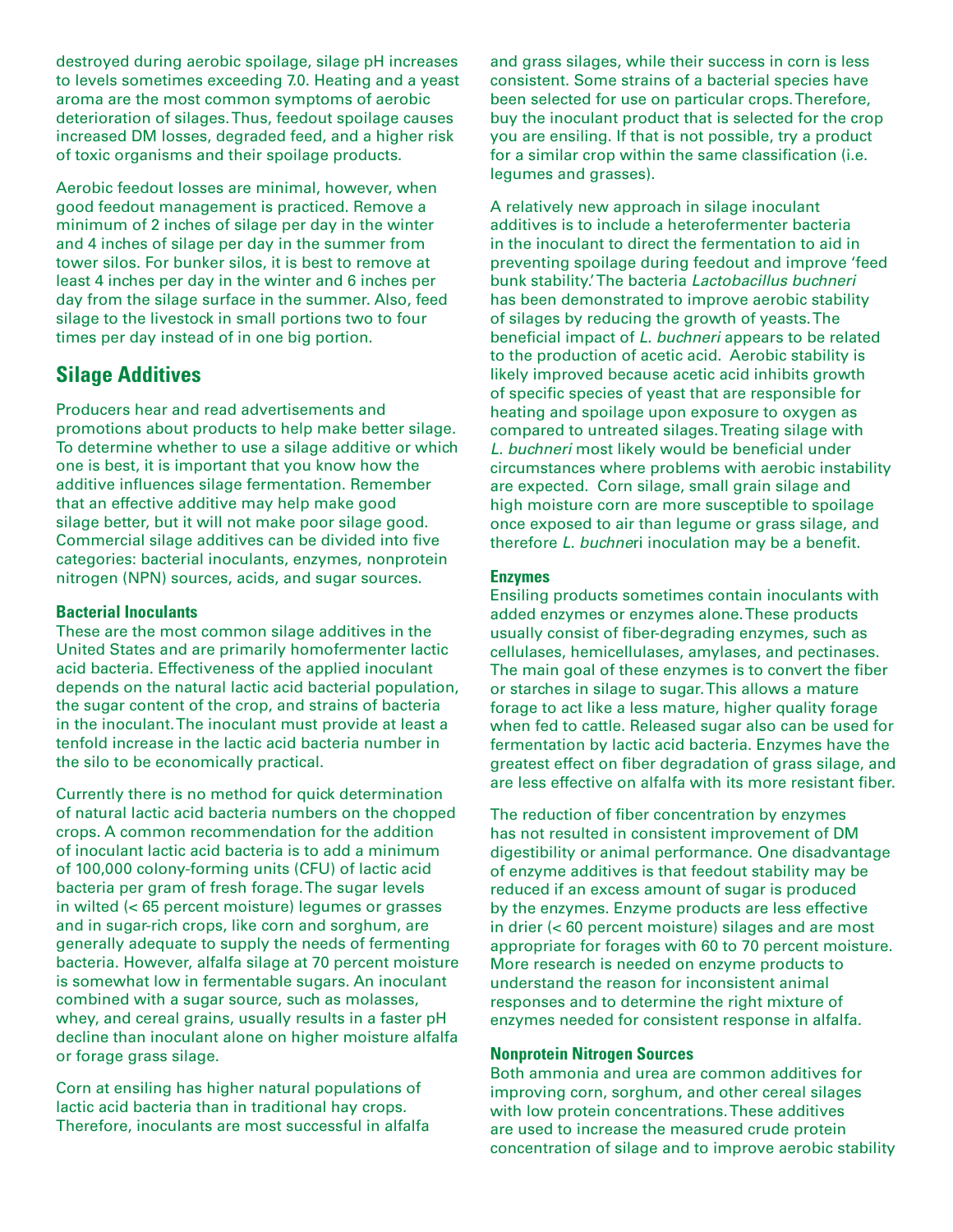destroyed during aerobic spoilage, silage pH increases to levels sometimes exceeding 7.0. Heating and a yeast aroma are the most common symptoms of aerobic deterioration of silages. Thus, feedout spoilage causes increased DM losses, degraded feed, and a higher risk of toxic organisms and their spoilage products.

Aerobic feedout losses are minimal, however, when good feedout management is practiced. Remove a minimum of 2 inches of silage per day in the winter and 4 inches of silage per day in the summer from tower silos. For bunker silos, it is best to remove at least 4 inches per day in the winter and 6 inches per day from the silage surface in the summer. Also, feed silage to the livestock in small portions two to four times per day instead of in one big portion.

## Silage Additives

Producers hear and read advertisements and promotions about products to help make better silage. To determine whether to use a silage additive or which one is best, it is important that you know how the additive influences silage fermentation. Remember that an effective additive may help make good silage better, but it will not make poor silage good. Commercial silage additives can be divided into five categories: bacterial inoculants, enzymes, nonprotein nitrogen (NPN) sources, acids, and sugar sources.

### Bacterial Inoculants

These are the most common silage additives in the United States and are primarily homofermenter lactic acid bacteria. Effectiveness of the applied inoculant depends on the natural lactic acid bacterial population, the sugar content of the crop, and strains of bacteria in the inoculant. The inoculant must provide at least a tenfold increase in the lactic acid bacteria number in the silo to be economically practical.

Currently there is no method for quick determination of natural lactic acid bacteria numbers on the chopped crops. A common recommendation for the addition of inoculant lactic acid bacteria is to add a minimum of 100,000 colony-forming units (CFU) of lactic acid bacteria per gram of fresh forage. The sugar levels in wilted (< 65 percent moisture) legumes or grasses and in sugar-rich crops, like corn and sorghum, are generally adequate to supply the needs of fermenting bacteria. However, alfalfa silage at 70 percent moisture is somewhat low in fermentable sugars. An inoculant combined with a sugar source, such as molasses, whey, and cereal grains, usually results in a faster pH decline than inoculant alone on higher moisture alfalfa or forage grass silage.

Corn at ensiling has higher natural populations of lactic acid bacteria than in traditional hay crops. Therefore, inoculants are most successful in alfalfa and grass silages, while their success in corn is less consistent. Some strains of a bacterial species have been selected for use on particular crops. Therefore, buy the inoculant product that is selected for the crop you are ensiling. If that is not possible, try a product for a similar crop within the same classification (i.e. legumes and grasses).

A relatively new approach in silage inoculant additives is to include a heterofermenter bacteria in the inoculant to direct the fermentation to aid in preventing spoilage during feedout and improve 'feed bunk stability.' The bacteria *Lactobacillus buchneri* has been demonstrated to improve aerobic stability of silages by reducing the growth of yeasts. The beneficial impact of *L. buchneri* appears to be related to the production of acetic acid. Aerobic stability is likely improved because acetic acid inhibits growth of specific species of yeast that are responsible for heating and spoilage upon exposure to oxygen as compared to untreated silages. Treating silage with *L. buchneri* most likely would be beneficial under circumstances where problems with aerobic instability are expected. Corn silage, small grain silage and high moisture corn are more susceptible to spoilage once exposed to air than legume or grass silage, and therefore *L. buchneri* inoculation may be a benefit.

### Enzymes

Ensiling products sometimes contain inoculants with added enzymes or enzymes alone. These products usually consist of fiber-degrading enzymes, such as cellulases, hemicellulases, amylases, and pectinases. The main goal of these enzymes is to convert the fiber or starches in silage to sugar. This allows a mature forage to act like a less mature, higher quality forage when fed to cattle. Released sugar also can be used for fermentation by lactic acid bacteria. Enzymes have the greatest effect on fiber degradation of grass silage, and are less effective on alfalfa with its more resistant fiber.

The reduction of fiber concentration by enzymes has not resulted in consistent improvement of DM digestibility or animal performance. One disadvantage of enzyme additives is that feedout stability may be reduced if an excess amount of sugar is produced by the enzymes. Enzyme products are less effective in drier (< 60 percent moisture) silages and are most appropriate for forages with 60 to 70 percent moisture. More research is needed on enzyme products to understand the reason for inconsistent animal responses and to determine the right mixture of enzymes needed for consistent response in alfalfa.

### Nonprotein Nitrogen Sources

Both ammonia and urea are common additives for improving corn, sorghum, and other cereal silages with low protein concentrations. These additives are used to increase the measured crude protein concentration of silage and to improve aerobic stability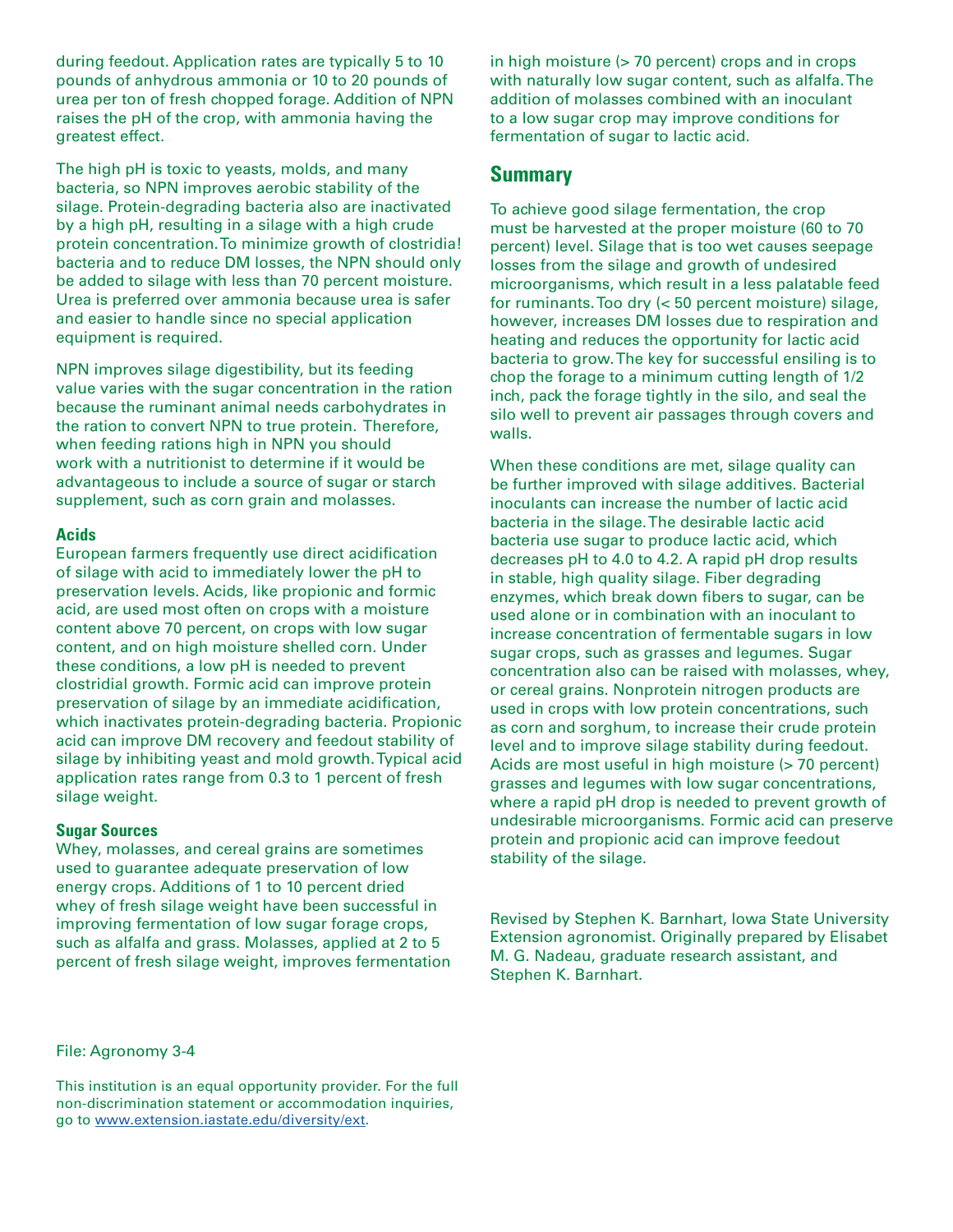during feedout. Application rates are typically 5 to 10 pounds of anhydrous ammonia or 10 to 20 pounds of urea per ton of fresh chopped forage. Addition of NPN raises the pH of the crop, with ammonia having the greatest effect.

The high pH is toxic to yeasts, molds, and many bacteria, so NPN improves aerobic stability of the silage. Protein-degrading bacteria also are inactivated by a high pH, resulting in a silage with a high crude protein concentration. To minimize growth of clostridia! bacteria and to reduce DM losses, the NPN should only be added to silage with less than 70 percent moisture. Urea is preferred over ammonia because urea is safer and easier to handle since no special application equipment is required.

NPN improves silage digestibility, but its feeding value varies with the sugar concentration in the ration because the ruminant animal needs carbohydrates in the ration to convert NPN to true protein. Therefore, when feeding rations high in NPN you should work with a nutritionist to determine if it would be advantageous to include a source of sugar or starch supplement, such as corn grain and molasses.

### Acids

European farmers frequently use direct acidification of silage with acid to immediately lower the pH to preservation levels. Acids, like propionic and formic acid, are used most often on crops with a moisture content above 70 percent, on crops with low sugar content, and on high moisture shelled corn. Under these conditions, a low pH is needed to prevent clostridial growth. Formic acid can improve protein preservation of silage by an immediate acidification, which inactivates protein-degrading bacteria. Propionic acid can improve DM recovery and feedout stability of silage by inhibiting yeast and mold growth. Typical acid application rates range from 0.3 to 1 percent of fresh silage weight.

### Sugar Sources

Whey, molasses, and cereal grains are sometimes used to guarantee adequate preservation of low energy crops. Additions of 1 to 10 percent dried whey of fresh silage weight have been successful in improving fermentation of low sugar forage crops, such as alfalfa and grass. Molasses, applied at 2 to 5 percent of fresh silage weight, improves fermentation in high moisture (> 70 percent) crops and in crops with naturally low sugar content, such as alfalfa. The addition of molasses combined with an inoculant to a low sugar crop may improve conditions for fermentation of sugar to lactic acid.

## Summary

To achieve good silage fermentation, the crop must be harvested at the proper moisture (60 to 70 percent) level. Silage that is too wet causes seepage losses from the silage and growth of undesired microorganisms, which result in a less palatable feed for ruminants. Too dry (< 50 percent moisture) silage, however, increases DM losses due to respiration and heating and reduces the opportunity for lactic acid bacteria to grow. The key for successful ensiling is to chop the forage to a minimum cutting length of 1/2 inch, pack the forage tightly in the silo, and seal the silo well to prevent air passages through covers and walls.

When these conditions are met, silage quality can be further improved with silage additives. Bacterial inoculants can increase the number of lactic acid bacteria in the silage. The desirable lactic acid bacteria use sugar to produce lactic acid, which decreases pH to 4.0 to 4.2. A rapid pH drop results in stable, high quality silage. Fiber degrading enzymes, which break down fibers to sugar, can be used alone or in combination with an inoculant to increase concentration of fermentable sugars in low sugar crops, such as grasses and legumes. Sugar concentration also can be raised with molasses, whey, or cereal grains. Nonprotein nitrogen products are used in crops with low protein concentrations, such as corn and sorghum, to increase their crude protein level and to improve silage stability during feedout. Acids are most useful in high moisture (> 70 percent) grasses and legumes with low sugar concentrations, where a rapid pH drop is needed to prevent growth of undesirable microorganisms. Formic acid can preserve protein and propionic acid can improve feedout stability of the silage.

Revised by Stephen K. Barnhart, Iowa State University Extension agronomist. Originally prepared by Elisabet M. G. Nadeau, graduate research assistant, and Stephen K. Barnhart.

File: Agronomy 3-4

This institution is an equal opportunity provider. For the full non-discrimination statement or accommodation inquiries, go to www.extension.iastate.edu/diversity/ext.